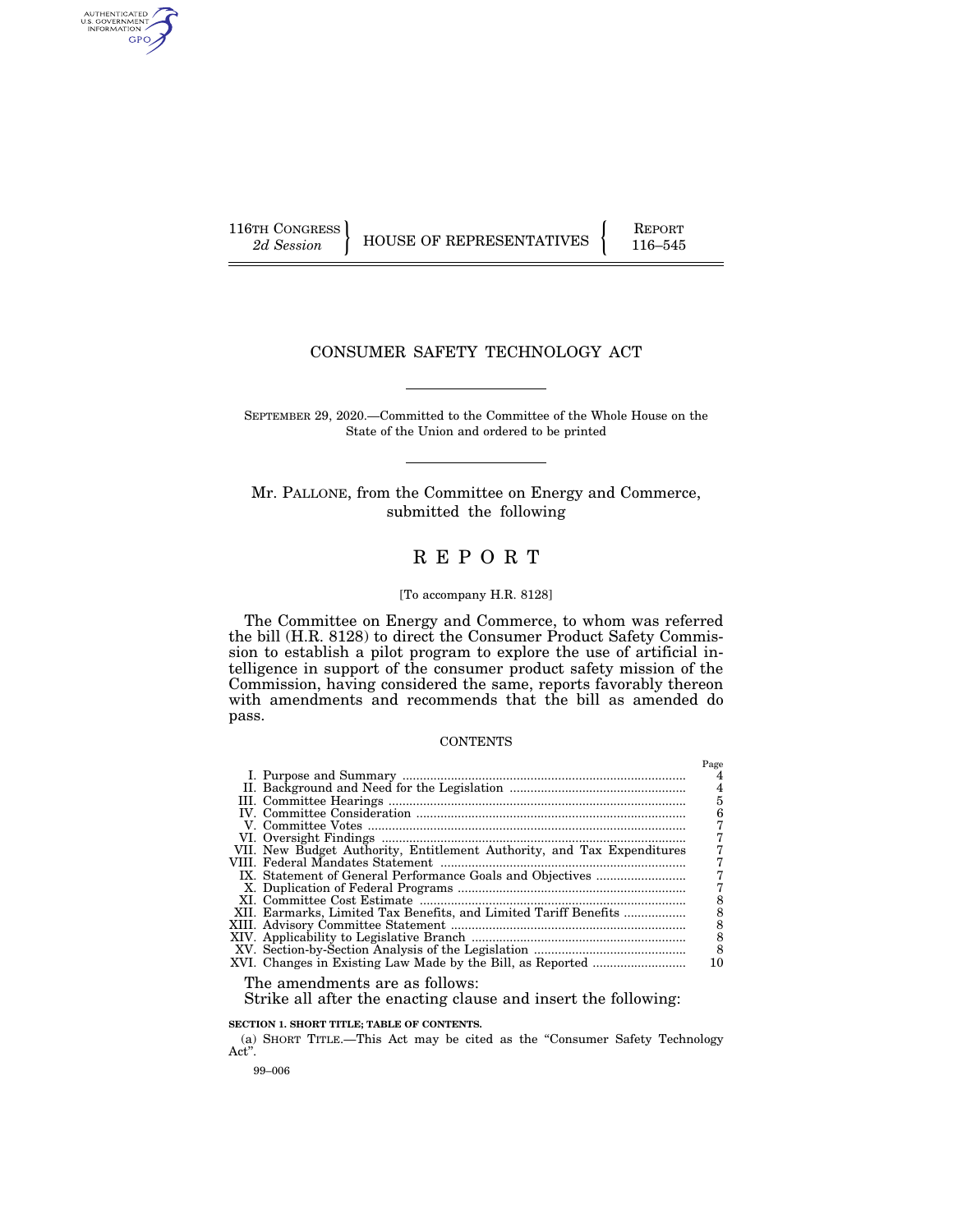116TH CONGRESS
2d Session

HOUSE OF REPRESENTATIVES

REPORT
116–545

# CONSUMER SAFETY TECHNOLOGY ACT

SEPTEMBER 29, 2020.—Committed to the Committee of the Whole House on the State of the Union and ordered to be printed

Mr. PALLONE, from the Committee on Energy and Commerce, submitted the following

## REPORT

[To accompany H.R. 8128]

The Committee on Energy and Commerce, to whom was referred the bill (H.R. 8128) to direct the Consumer Product Safety Commission to establish a pilot program to explore the use of artificial intelligence in support of the consumer product safety mission of the Commission, having considered the same, reports favorably thereon with amendments and recommends that the bill as amended do pass.

CONTENTS

| | Page |
|---|---|
| I. Purpose and Summary | 4 |
| II. Background and Need for the Legislation | 4 |
| III. Committee Hearings | 5 |
| IV. Committee Consideration | 6 |
| V. Committee Votes | 7 |
| VI. Oversight Findings | 7 |
| VII. New Budget Authority, Entitlement Authority, and Tax Expenditures | 7 |
| VIII. Federal Mandates Statement | 7 |
| IX. Statement of General Performance Goals and Objectives | 7 |
| X. Duplication of Federal Programs | 7 |
| XI. Committee Cost Estimate | 8 |
| XII. Earmarks, Limited Tax Benefits, and Limited Tariff Benefits | 8 |
| XIII. Advisory Committee Statement | 8 |
| XIV. Applicability to Legislative Branch | 8 |
| XV. Section-by-Section Analysis of the Legislation | 8 |
| XVI. Changes in Existing Law Made by the Bill, as Reported | 10 |

The amendments are as follows:

Strike all after the enacting clause and insert the following:

**SECTION 1. SHORT TITLE; TABLE OF CONTENTS.**

(a) SHORT TITLE.—This Act may be cited as the "Consumer Safety Technology Act".

99–006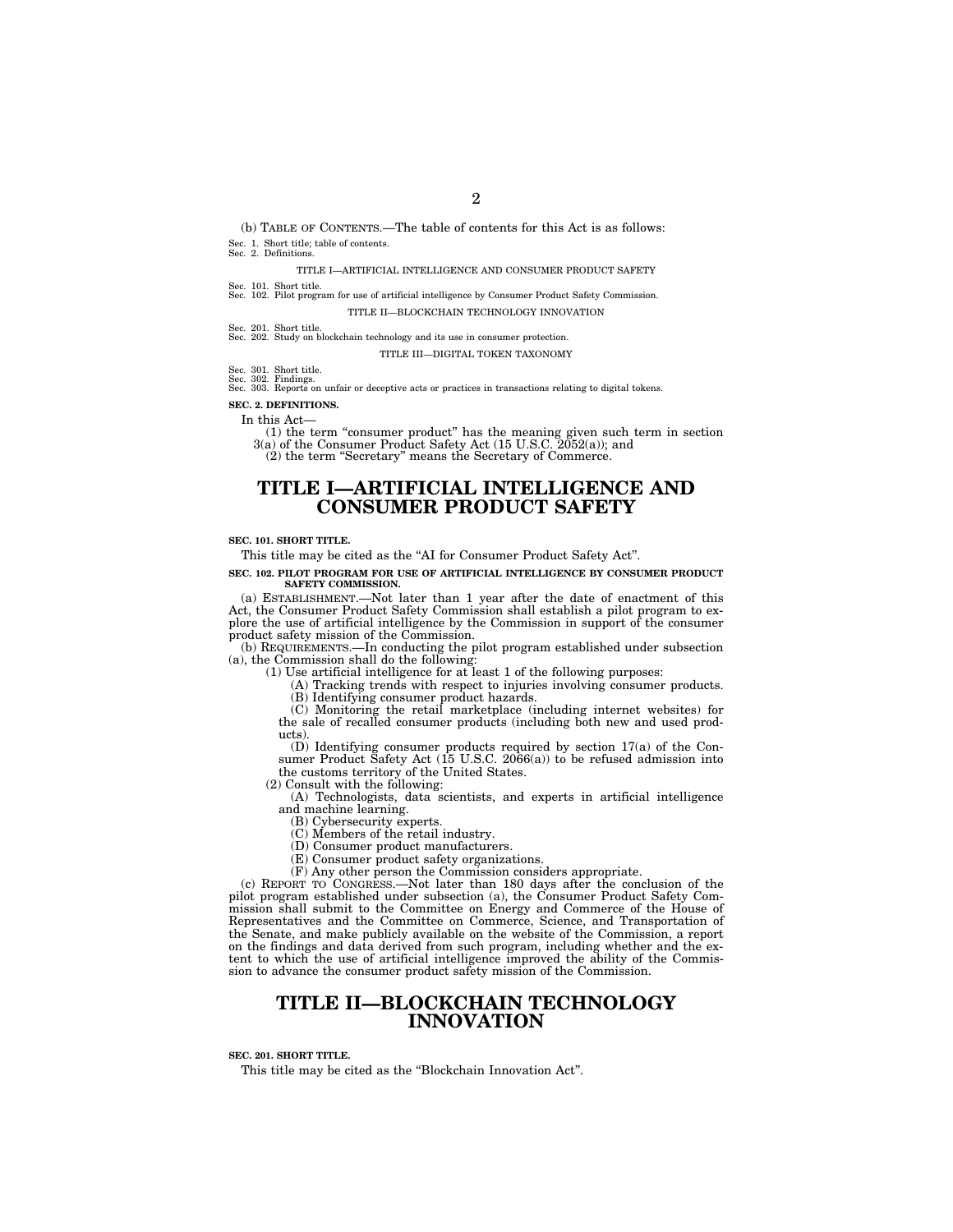(b) TABLE OF CONTENTS.—The table of contents for this Act is as follows:

Sec. 1. Short title; table of contents.
Sec. 2. Definitions.

TITLE I—ARTIFICIAL INTELLIGENCE AND CONSUMER PRODUCT SAFETY

Sec. 101. Short title.
Sec. 102. Pilot program for use of artificial intelligence by Consumer Product Safety Commission.

TITLE II—BLOCKCHAIN TECHNOLOGY INNOVATION

Sec. 201. Short title.
Sec. 202. Study on blockchain technology and its use in consumer protection.

TITLE III—DIGITAL TOKEN TAXONOMY

Sec. 301. Short title.
Sec. 302. Findings.
Sec. 303. Reports on unfair or deceptive acts or practices in transactions relating to digital tokens.

**SEC. 2. DEFINITIONS.**

In this Act—

(1) the term "consumer product" has the meaning given such term in section 3(a) of the Consumer Product Safety Act (15 U.S.C. 2052(a)); and

(2) the term "Secretary" means the Secretary of Commerce.

# TITLE I—ARTIFICIAL INTELLIGENCE AND CONSUMER PRODUCT SAFETY

**SEC. 101. SHORT TITLE.**

This title may be cited as the "AI for Consumer Product Safety Act".

**SEC. 102. PILOT PROGRAM FOR USE OF ARTIFICIAL INTELLIGENCE BY CONSUMER PRODUCT SAFETY COMMISSION.**

(a) ESTABLISHMENT.—Not later than 1 year after the date of enactment of this Act, the Consumer Product Safety Commission shall establish a pilot program to explore the use of artificial intelligence by the Commission in support of the consumer product safety mission of the Commission.

(b) REQUIREMENTS.—In conducting the pilot program established under subsection (a), the Commission shall do the following:

(1) Use artificial intelligence for at least 1 of the following purposes:

(A) Tracking trends with respect to injuries involving consumer products.

(B) Identifying consumer product hazards.

(C) Monitoring the retail marketplace (including internet websites) for the sale of recalled consumer products (including both new and used products).

(D) Identifying consumer products required by section 17(a) of the Consumer Product Safety Act (15 U.S.C. 2066(a)) to be refused admission into the customs territory of the United States.

(2) Consult with the following:

(A) Technologists, data scientists, and experts in artificial intelligence and machine learning.

(B) Cybersecurity experts.

(C) Members of the retail industry.

(D) Consumer product manufacturers.

(E) Consumer product safety organizations.

(F) Any other person the Commission considers appropriate.

(c) REPORT TO CONGRESS.—Not later than 180 days after the conclusion of the pilot program established under subsection (a), the Consumer Product Safety Commission shall submit to the Committee on Energy and Commerce of the House of Representatives and the Committee on Commerce, Science, and Transportation of the Senate, and make publicly available on the website of the Commission, a report on the findings and data derived from such program, including whether and the extent to which the use of artificial intelligence improved the ability of the Commission to advance the consumer product safety mission of the Commission.

# TITLE II—BLOCKCHAIN TECHNOLOGY INNOVATION

**SEC. 201. SHORT TITLE.**

This title may be cited as the "Blockchain Innovation Act".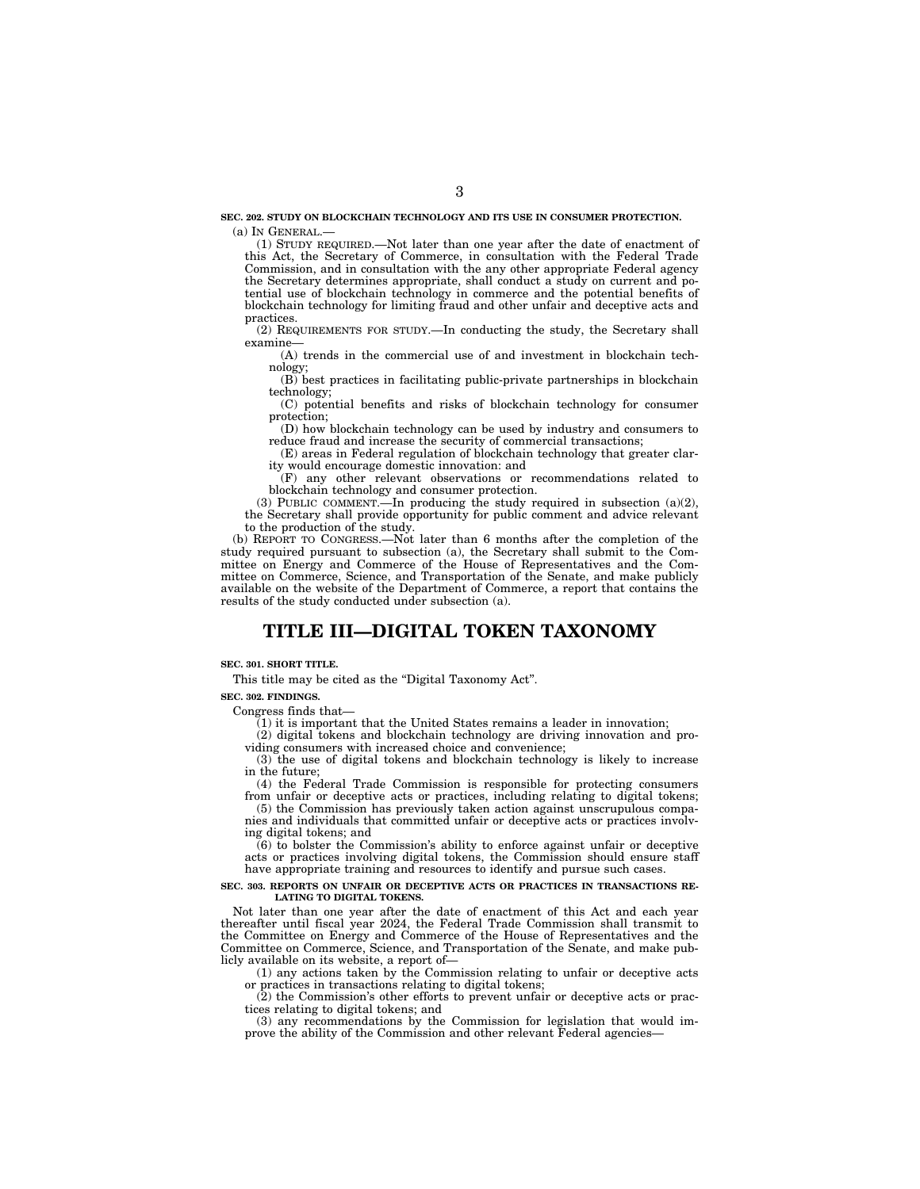**SEC. 202. STUDY ON BLOCKCHAIN TECHNOLOGY AND ITS USE IN CONSUMER PROTECTION.**

(a) IN GENERAL.—

(1) STUDY REQUIRED.—Not later than one year after the date of enactment of this Act, the Secretary of Commerce, in consultation with the Federal Trade Commission, and in consultation with the any other appropriate Federal agency the Secretary determines appropriate, shall conduct a study on current and potential use of blockchain technology in commerce and the potential benefits of blockchain technology for limiting fraud and other unfair and deceptive acts and practices.

(2) REQUIREMENTS FOR STUDY.—In conducting the study, the Secretary shall examine—

(A) trends in the commercial use of and investment in blockchain technology;

(B) best practices in facilitating public-private partnerships in blockchain technology;

(C) potential benefits and risks of blockchain technology for consumer protection;

(D) how blockchain technology can be used by industry and consumers to reduce fraud and increase the security of commercial transactions;

(E) areas in Federal regulation of blockchain technology that greater clarity would encourage domestic innovation: and

(F) any other relevant observations or recommendations related to blockchain technology and consumer protection.

(3) PUBLIC COMMENT.—In producing the study required in subsection (a)(2), the Secretary shall provide opportunity for public comment and advice relevant to the production of the study.

(b) REPORT TO CONGRESS.—Not later than 6 months after the completion of the study required pursuant to subsection (a), the Secretary shall submit to the Committee on Energy and Commerce of the House of Representatives and the Committee on Commerce, Science, and Transportation of the Senate, and make publicly available on the website of the Department of Commerce, a report that contains the results of the study conducted under subsection (a).

# TITLE III—DIGITAL TOKEN TAXONOMY

**SEC. 301. SHORT TITLE.**

This title may be cited as the "Digital Taxonomy Act".

**SEC. 302. FINDINGS.**

Congress finds that—

(1) it is important that the United States remains a leader in innovation;

(2) digital tokens and blockchain technology are driving innovation and providing consumers with increased choice and convenience;

(3) the use of digital tokens and blockchain technology is likely to increase in the future;

(4) the Federal Trade Commission is responsible for protecting consumers from unfair or deceptive acts or practices, including relating to digital tokens;

(5) the Commission has previously taken action against unscrupulous companies and individuals that committed unfair or deceptive acts or practices involving digital tokens; and

(6) to bolster the Commission's ability to enforce against unfair or deceptive acts or practices involving digital tokens, the Commission should ensure staff have appropriate training and resources to identify and pursue such cases.

**SEC. 303. REPORTS ON UNFAIR OR DECEPTIVE ACTS OR PRACTICES IN TRANSACTIONS RELATING TO DIGITAL TOKENS.**

Not later than one year after the date of enactment of this Act and each year thereafter until fiscal year 2024, the Federal Trade Commission shall transmit to the Committee on Energy and Commerce of the House of Representatives and the Committee on Commerce, Science, and Transportation of the Senate, and make publicly available on its website, a report of—

(1) any actions taken by the Commission relating to unfair or deceptive acts or practices in transactions relating to digital tokens;

(2) the Commission's other efforts to prevent unfair or deceptive acts or practices relating to digital tokens; and

(3) any recommendations by the Commission for legislation that would improve the ability of the Commission and other relevant Federal agencies—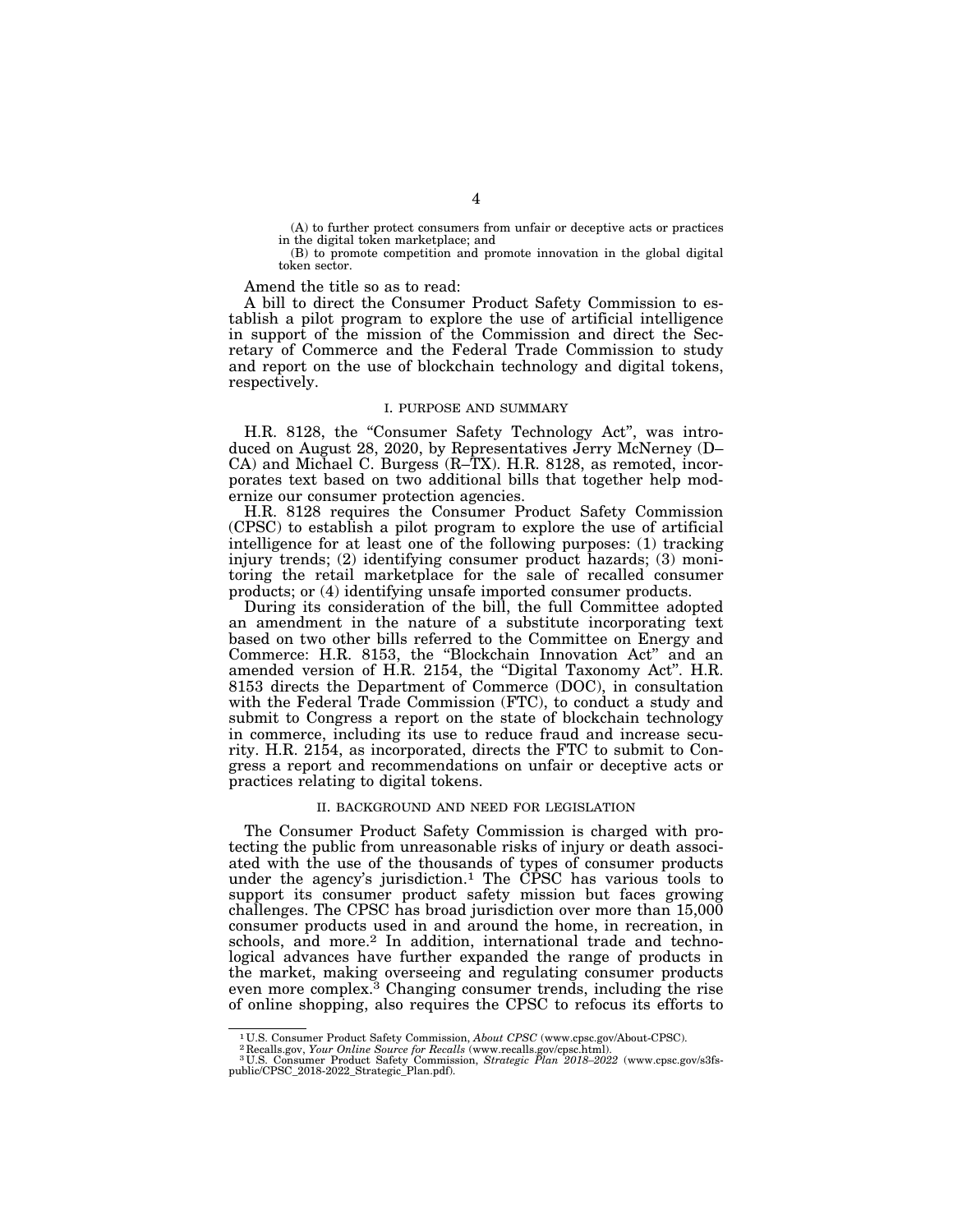(A) to further protect consumers from unfair or deceptive acts or practices in the digital token marketplace; and

(B) to promote competition and promote innovation in the global digital token sector.

Amend the title so as to read:

A bill to direct the Consumer Product Safety Commission to establish a pilot program to explore the use of artificial intelligence in support of the mission of the Commission and direct the Secretary of Commerce and the Federal Trade Commission to study and report on the use of blockchain technology and digital tokens, respectively.

## I. PURPOSE AND SUMMARY

H.R. 8128, the "Consumer Safety Technology Act", was introduced on August 28, 2020, by Representatives Jerry McNerney (D–CA) and Michael C. Burgess (R–TX). H.R. 8128, as remoted, incorporates text based on two additional bills that together help modernize our consumer protection agencies.

H.R. 8128 requires the Consumer Product Safety Commission (CPSC) to establish a pilot program to explore the use of artificial intelligence for at least one of the following purposes: (1) tracking injury trends; (2) identifying consumer product hazards; (3) monitoring the retail marketplace for the sale of recalled consumer products; or (4) identifying unsafe imported consumer products.

During its consideration of the bill, the full Committee adopted an amendment in the nature of a substitute incorporating text based on two other bills referred to the Committee on Energy and Commerce: H.R. 8153, the "Blockchain Innovation Act" and an amended version of H.R. 2154, the "Digital Taxonomy Act". H.R. 8153 directs the Department of Commerce (DOC), in consultation with the Federal Trade Commission (FTC), to conduct a study and submit to Congress a report on the state of blockchain technology in commerce, including its use to reduce fraud and increase security. H.R. 2154, as incorporated, directs the FTC to submit to Congress a report and recommendations on unfair or deceptive acts or practices relating to digital tokens.

## II. BACKGROUND AND NEED FOR LEGISLATION

The Consumer Product Safety Commission is charged with protecting the public from unreasonable risks of injury or death associated with the use of the thousands of types of consumer products under the agency's jurisdiction.[1] The CPSC has various tools to support its consumer product safety mission but faces growing challenges. The CPSC has broad jurisdiction over more than 15,000 consumer products used in and around the home, in recreation, in schools, and more.[2] In addition, international trade and technological advances have further expanded the range of products in the market, making overseeing and regulating consumer products even more complex.[3] Changing consumer trends, including the rise of online shopping, also requires the CPSC to refocus its efforts to

---

[1] U.S. Consumer Product Safety Commission, *About CPSC* (www.cpsc.gov/About-CPSC).

[2] Recalls.gov, *Your Online Source for Recalls* (www.recalls.gov/cpsc.html).

[3] U.S. Consumer Product Safety Commission, *Strategic Plan 2018–2022* (www.cpsc.gov/s3fs-public/CPSC_2018-2022_Strategic_Plan.pdf).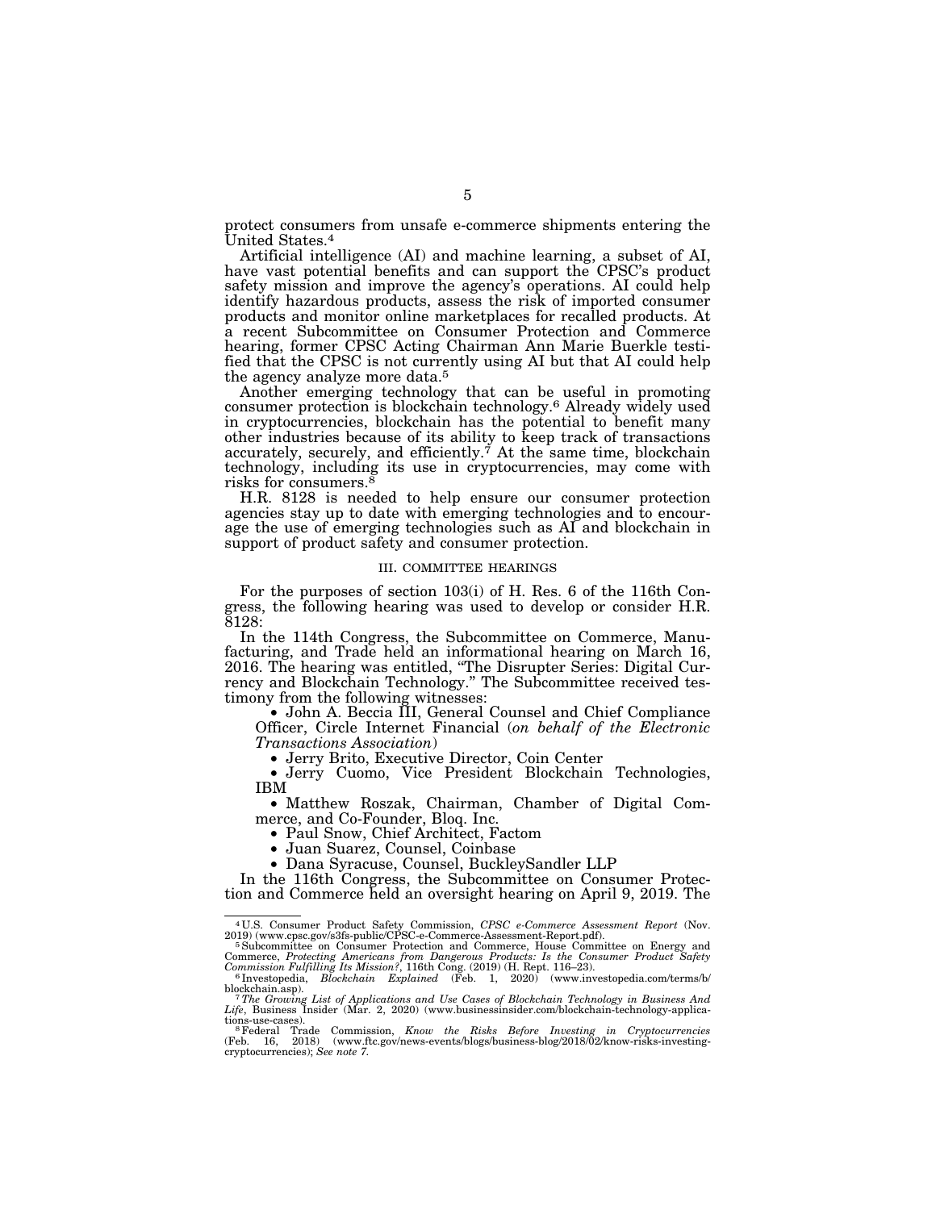protect consumers from unsafe e-commerce shipments entering the United States.[4]

Artificial intelligence (AI) and machine learning, a subset of AI, have vast potential benefits and can support the CPSC's product safety mission and improve the agency's operations. AI could help identify hazardous products, assess the risk of imported consumer products and monitor online marketplaces for recalled products. At a recent Subcommittee on Consumer Protection and Commerce hearing, former CPSC Acting Chairman Ann Marie Buerkle testified that the CPSC is not currently using AI but that AI could help the agency analyze more data.[5]

Another emerging technology that can be useful in promoting consumer protection is blockchain technology.[6] Already widely used in cryptocurrencies, blockchain has the potential to benefit many other industries because of its ability to keep track of transactions accurately, securely, and efficiently.[7] At the same time, blockchain technology, including its use in cryptocurrencies, may come with risks for consumers.[8]

H.R. 8128 is needed to help ensure our consumer protection agencies stay up to date with emerging technologies and to encourage the use of emerging technologies such as AI and blockchain in support of product safety and consumer protection.

### III. COMMITTEE HEARINGS

For the purposes of section 103(i) of H. Res. 6 of the 116th Congress, the following hearing was used to develop or consider H.R. 8128:

In the 114th Congress, the Subcommittee on Commerce, Manufacturing, and Trade held an informational hearing on March 16, 2016. The hearing was entitled, "The Disrupter Series: Digital Currency and Blockchain Technology." The Subcommittee received testimony from the following witnesses:

- John A. Beccia III, General Counsel and Chief Compliance Officer, Circle Internet Financial (*on behalf of the Electronic Transactions Association*)
- Jerry Brito, Executive Director, Coin Center
- Jerry Cuomo, Vice President Blockchain Technologies, IBM
- Matthew Roszak, Chairman, Chamber of Digital Commerce, and Co-Founder, Bloq. Inc.
- Paul Snow, Chief Architect, Factom
- Juan Suarez, Counsel, Coinbase
- Dana Syracuse, Counsel, BuckleySandler LLP

In the 116th Congress, the Subcommittee on Consumer Protection and Commerce held an oversight hearing on April 9, 2019. The

---

[4] U.S. Consumer Product Safety Commission, *CPSC e-Commerce Assessment Report* (Nov. 2019) (www.cpsc.gov/s3fs-public/CPSC-e-Commerce-Assessment-Report.pdf).

[5] Subcommittee on Consumer Protection and Commerce, House Committee on Energy and Commerce, *Protecting Americans from Dangerous Products: Is the Consumer Product Safety Commission Fulfilling Its Mission?*, 116th Cong. (2019) (H. Rept. 116–23).

[6] Investopedia, *Blockchain Explained* (Feb. 1, 2020) (www.investopedia.com/terms/b/blockchain.asp).

[7] *The Growing List of Applications and Use Cases of Blockchain Technology in Business And Life*, Business Insider (Mar. 2, 2020) (www.businessinsider.com/blockchain-technology-applications-use-cases).

[8] Federal Trade Commission, *Know the Risks Before Investing in Cryptocurrencies* (Feb. 16, 2018) (www.ftc.gov/news-events/blogs/business-blog/2018/02/know-risks-investing-cryptocurrencies); *See note 7.*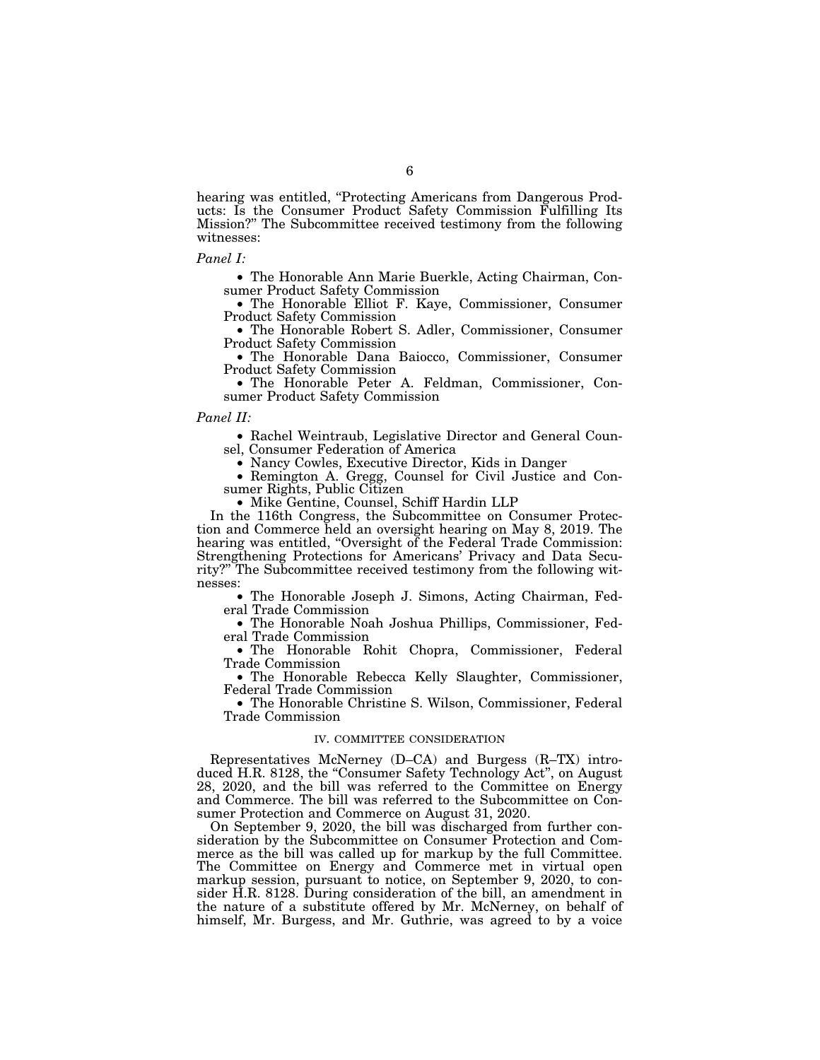hearing was entitled, "Protecting Americans from Dangerous Products: Is the Consumer Product Safety Commission Fulfilling Its Mission?" The Subcommittee received testimony from the following witnesses:

*Panel I:*

- The Honorable Ann Marie Buerkle, Acting Chairman, Consumer Product Safety Commission
- The Honorable Elliot F. Kaye, Commissioner, Consumer Product Safety Commission
- The Honorable Robert S. Adler, Commissioner, Consumer Product Safety Commission
- The Honorable Dana Baiocco, Commissioner, Consumer Product Safety Commission
- The Honorable Peter A. Feldman, Commissioner, Consumer Product Safety Commission

*Panel II:*

- Rachel Weintraub, Legislative Director and General Counsel, Consumer Federation of America
- Nancy Cowles, Executive Director, Kids in Danger
- Remington A. Gregg, Counsel for Civil Justice and Consumer Rights, Public Citizen
- Mike Gentine, Counsel, Schiff Hardin LLP

In the 116th Congress, the Subcommittee on Consumer Protection and Commerce held an oversight hearing on May 8, 2019. The hearing was entitled, "Oversight of the Federal Trade Commission: Strengthening Protections for Americans' Privacy and Data Security?" The Subcommittee received testimony from the following witnesses:

- The Honorable Joseph J. Simons, Acting Chairman, Federal Trade Commission
- The Honorable Noah Joshua Phillips, Commissioner, Federal Trade Commission
- The Honorable Rohit Chopra, Commissioner, Federal Trade Commission
- The Honorable Rebecca Kelly Slaughter, Commissioner, Federal Trade Commission
- The Honorable Christine S. Wilson, Commissioner, Federal Trade Commission

## IV. COMMITTEE CONSIDERATION

Representatives McNerney (D–CA) and Burgess (R–TX) introduced H.R. 8128, the "Consumer Safety Technology Act", on August 28, 2020, and the bill was referred to the Committee on Energy and Commerce. The bill was referred to the Subcommittee on Consumer Protection and Commerce on August 31, 2020.

On September 9, 2020, the bill was discharged from further consideration by the Subcommittee on Consumer Protection and Commerce as the bill was called up for markup by the full Committee. The Committee on Energy and Commerce met in virtual open markup session, pursuant to notice, on September 9, 2020, to consider H.R. 8128. During consideration of the bill, an amendment in the nature of a substitute offered by Mr. McNerney, on behalf of himself, Mr. Burgess, and Mr. Guthrie, was agreed to by a voice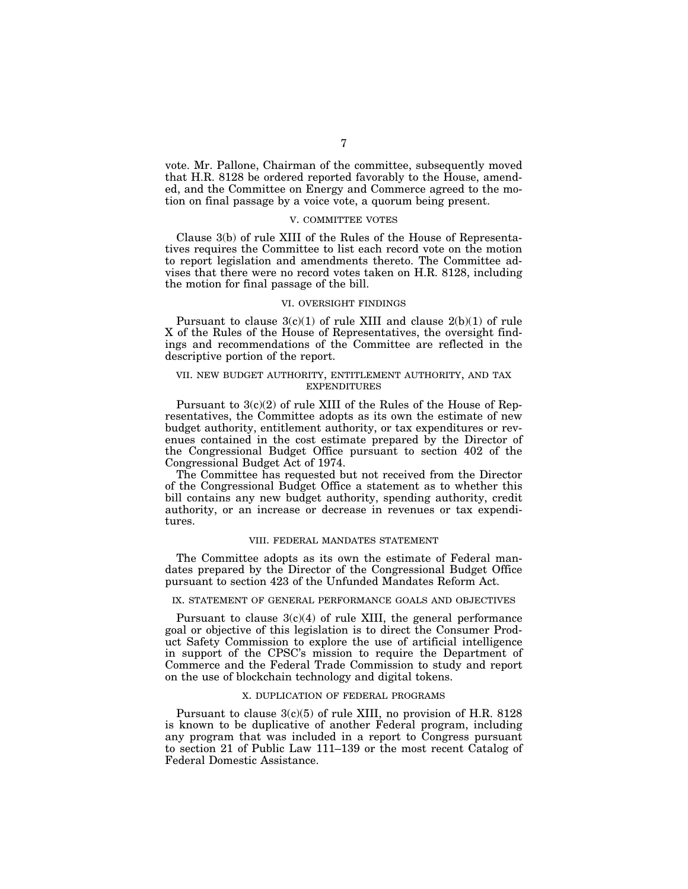vote. Mr. Pallone, Chairman of the committee, subsequently moved that H.R. 8128 be ordered reported favorably to the House, amended, and the Committee on Energy and Commerce agreed to the motion on final passage by a voice vote, a quorum being present.

## V. COMMITTEE VOTES

Clause 3(b) of rule XIII of the Rules of the House of Representatives requires the Committee to list each record vote on the motion to report legislation and amendments thereto. The Committee advises that there were no record votes taken on H.R. 8128, including the motion for final passage of the bill.

## VI. OVERSIGHT FINDINGS

Pursuant to clause 3(c)(1) of rule XIII and clause 2(b)(1) of rule X of the Rules of the House of Representatives, the oversight findings and recommendations of the Committee are reflected in the descriptive portion of the report.

## VII. NEW BUDGET AUTHORITY, ENTITLEMENT AUTHORITY, AND TAX EXPENDITURES

Pursuant to 3(c)(2) of rule XIII of the Rules of the House of Representatives, the Committee adopts as its own the estimate of new budget authority, entitlement authority, or tax expenditures or revenues contained in the cost estimate prepared by the Director of the Congressional Budget Office pursuant to section 402 of the Congressional Budget Act of 1974.

The Committee has requested but not received from the Director of the Congressional Budget Office a statement as to whether this bill contains any new budget authority, spending authority, credit authority, or an increase or decrease in revenues or tax expenditures.

## VIII. FEDERAL MANDATES STATEMENT

The Committee adopts as its own the estimate of Federal mandates prepared by the Director of the Congressional Budget Office pursuant to section 423 of the Unfunded Mandates Reform Act.

## IX. STATEMENT OF GENERAL PERFORMANCE GOALS AND OBJECTIVES

Pursuant to clause 3(c)(4) of rule XIII, the general performance goal or objective of this legislation is to direct the Consumer Product Safety Commission to explore the use of artificial intelligence in support of the CPSC's mission to require the Department of Commerce and the Federal Trade Commission to study and report on the use of blockchain technology and digital tokens.

## X. DUPLICATION OF FEDERAL PROGRAMS

Pursuant to clause 3(c)(5) of rule XIII, no provision of H.R. 8128 is known to be duplicative of another Federal program, including any program that was included in a report to Congress pursuant to section 21 of Public Law 111–139 or the most recent Catalog of Federal Domestic Assistance.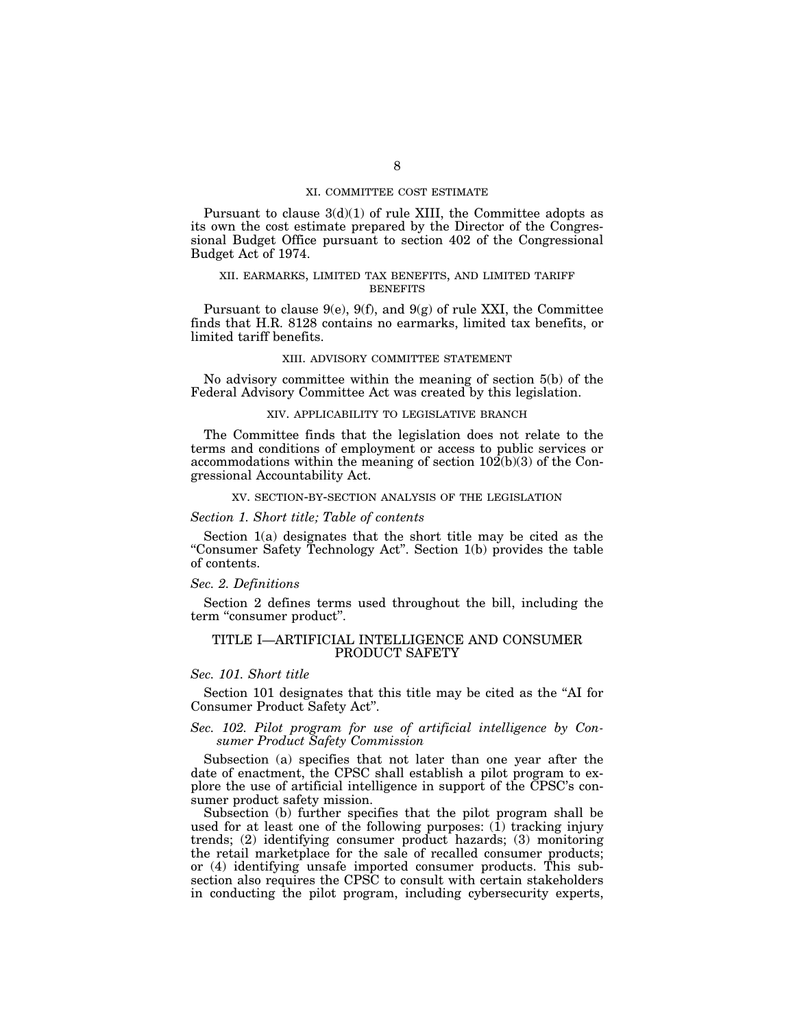## XI. COMMITTEE COST ESTIMATE

Pursuant to clause 3(d)(1) of rule XIII, the Committee adopts as its own the cost estimate prepared by the Director of the Congressional Budget Office pursuant to section 402 of the Congressional Budget Act of 1974.

## XII. EARMARKS, LIMITED TAX BENEFITS, AND LIMITED TARIFF BENEFITS

Pursuant to clause 9(e), 9(f), and 9(g) of rule XXI, the Committee finds that H.R. 8128 contains no earmarks, limited tax benefits, or limited tariff benefits.

## XIII. ADVISORY COMMITTEE STATEMENT

No advisory committee within the meaning of section 5(b) of the Federal Advisory Committee Act was created by this legislation.

## XIV. APPLICABILITY TO LEGISLATIVE BRANCH

The Committee finds that the legislation does not relate to the terms and conditions of employment or access to public services or accommodations within the meaning of section 102(b)(3) of the Congressional Accountability Act.

## XV. SECTION-BY-SECTION ANALYSIS OF THE LEGISLATION

*Section 1. Short title; Table of contents*

Section 1(a) designates that the short title may be cited as the "Consumer Safety Technology Act". Section 1(b) provides the table of contents.

*Sec. 2. Definitions*

Section 2 defines terms used throughout the bill, including the term "consumer product".

### TITLE I—ARTIFICIAL INTELLIGENCE AND CONSUMER PRODUCT SAFETY

*Sec. 101. Short title*

Section 101 designates that this title may be cited as the "AI for Consumer Product Safety Act".

*Sec. 102. Pilot program for use of artificial intelligence by Consumer Product Safety Commission*

Subsection (a) specifies that not later than one year after the date of enactment, the CPSC shall establish a pilot program to explore the use of artificial intelligence in support of the CPSC's consumer product safety mission.

Subsection (b) further specifies that the pilot program shall be used for at least one of the following purposes: (1) tracking injury trends; (2) identifying consumer product hazards; (3) monitoring the retail marketplace for the sale of recalled consumer products; or (4) identifying unsafe imported consumer products. This subsection also requires the CPSC to consult with certain stakeholders in conducting the pilot program, including cybersecurity experts,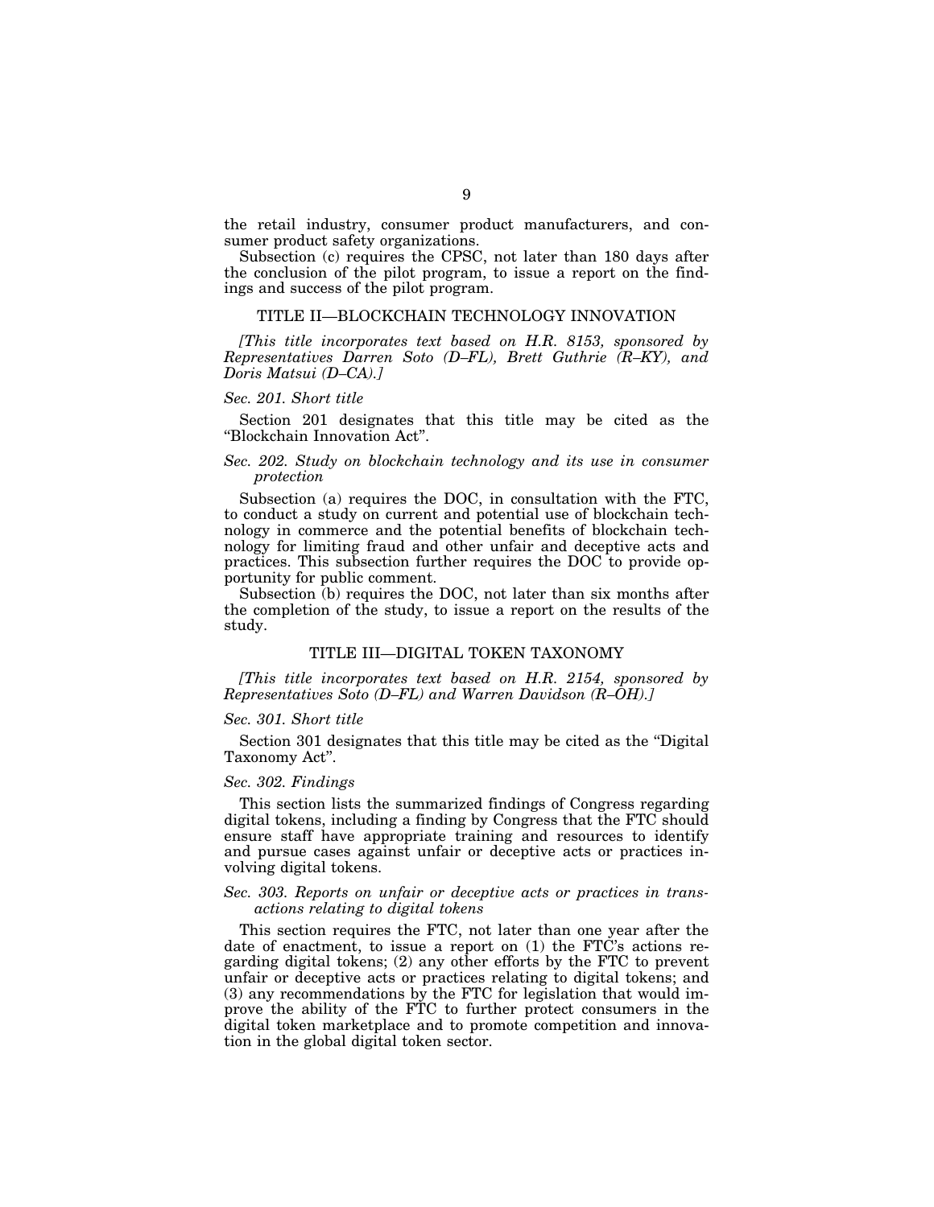the retail industry, consumer product manufacturers, and consumer product safety organizations.

Subsection (c) requires the CPSC, not later than 180 days after the conclusion of the pilot program, to issue a report on the findings and success of the pilot program.

## TITLE II—BLOCKCHAIN TECHNOLOGY INNOVATION

*[This title incorporates text based on H.R. 8153, sponsored by Representatives Darren Soto (D–FL), Brett Guthrie (R–KY), and Doris Matsui (D–CA).]*

### *Sec. 201. Short title*

Section 201 designates that this title may be cited as the "Blockchain Innovation Act".

### *Sec. 202. Study on blockchain technology and its use in consumer protection*

Subsection (a) requires the DOC, in consultation with the FTC, to conduct a study on current and potential use of blockchain technology in commerce and the potential benefits of blockchain technology for limiting fraud and other unfair and deceptive acts and practices. This subsection further requires the DOC to provide opportunity for public comment.

Subsection (b) requires the DOC, not later than six months after the completion of the study, to issue a report on the results of the study.

## TITLE III—DIGITAL TOKEN TAXONOMY

*[This title incorporates text based on H.R. 2154, sponsored by Representatives Soto (D–FL) and Warren Davidson (R–OH).]*

### *Sec. 301. Short title*

Section 301 designates that this title may be cited as the "Digital Taxonomy Act".

### *Sec. 302. Findings*

This section lists the summarized findings of Congress regarding digital tokens, including a finding by Congress that the FTC should ensure staff have appropriate training and resources to identify and pursue cases against unfair or deceptive acts or practices involving digital tokens.

### *Sec. 303. Reports on unfair or deceptive acts or practices in transactions relating to digital tokens*

This section requires the FTC, not later than one year after the date of enactment, to issue a report on (1) the FTC's actions regarding digital tokens; (2) any other efforts by the FTC to prevent unfair or deceptive acts or practices relating to digital tokens; and (3) any recommendations by the FTC for legislation that would improve the ability of the FTC to further protect consumers in the digital token marketplace and to promote competition and innovation in the global digital token sector.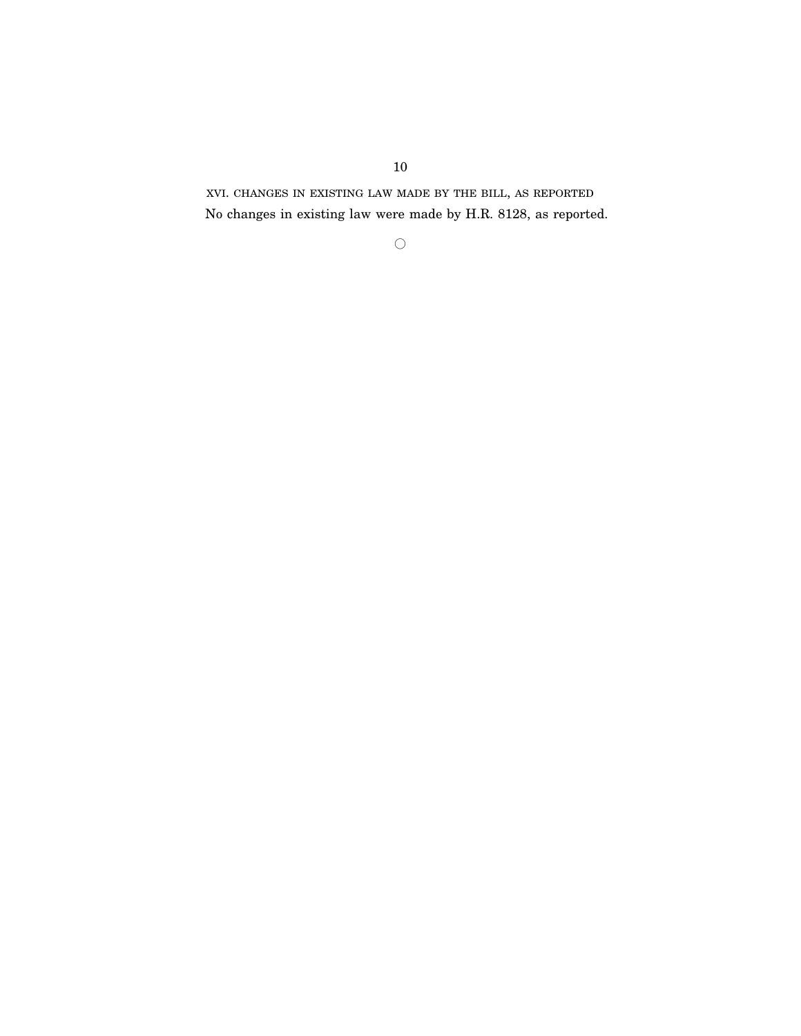## XVI. CHANGES IN EXISTING LAW MADE BY THE BILL, AS REPORTED

No changes in existing law were made by H.R. 8128, as reported.

○